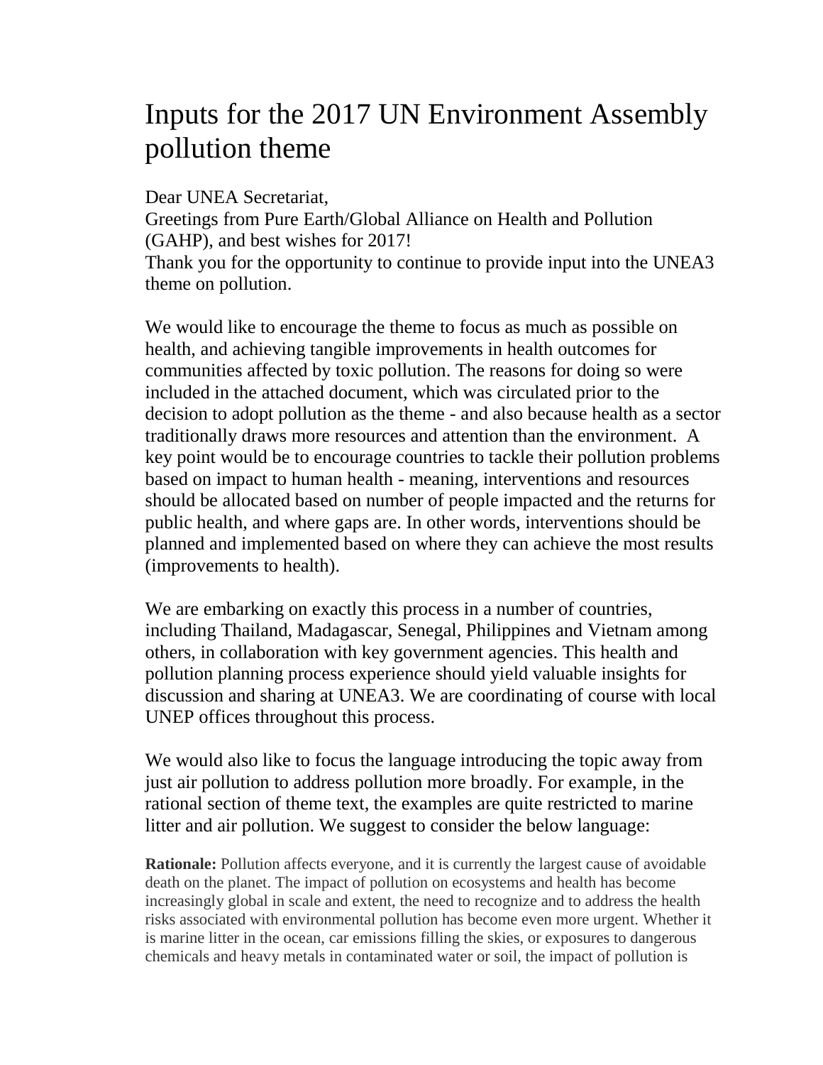# Inputs for the 2017 UN Environment Assembly pollution theme

Dear UNEA Secretariat,
Greetings from Pure Earth/Global Alliance on Health and Pollution (GAHP), and best wishes for 2017!
Thank you for the opportunity to continue to provide input into the UNEA3 theme on pollution.

We would like to encourage the theme to focus as much as possible on health, and achieving tangible improvements in health outcomes for communities affected by toxic pollution. The reasons for doing so were included in the attached document, which was circulated prior to the decision to adopt pollution as the theme - and also because health as a sector traditionally draws more resources and attention than the environment. A key point would be to encourage countries to tackle their pollution problems based on impact to human health - meaning, interventions and resources should be allocated based on number of people impacted and the returns for public health, and where gaps are. In other words, interventions should be planned and implemented based on where they can achieve the most results (improvements to health).

We are embarking on exactly this process in a number of countries, including Thailand, Madagascar, Senegal, Philippines and Vietnam among others, in collaboration with key government agencies. This health and pollution planning process experience should yield valuable insights for discussion and sharing at UNEA3. We are coordinating of course with local UNEP offices throughout this process.

We would also like to focus the language introducing the topic away from just air pollution to address pollution more broadly. For example, in the rational section of theme text, the examples are quite restricted to marine litter and air pollution. We suggest to consider the below language:

**Rationale:** Pollution affects everyone, and it is currently the largest cause of avoidable death on the planet. The impact of pollution on ecosystems and health has become increasingly global in scale and extent, the need to recognize and to address the health risks associated with environmental pollution has become even more urgent. Whether it is marine litter in the ocean, car emissions filling the skies, or exposures to dangerous chemicals and heavy metals in contaminated water or soil, the impact of pollution is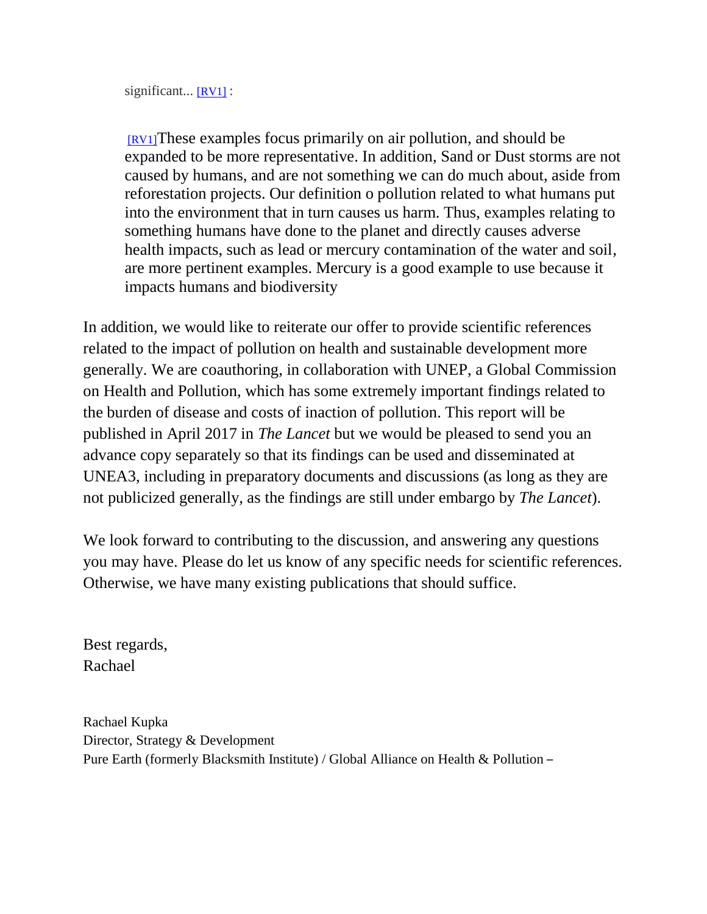significant... [RV1] :

> [RV1]These examples focus primarily on air pollution, and should be expanded to be more representative. In addition, Sand or Dust storms are not caused by humans, and are not something we can do much about, aside from reforestation projects. Our definition o pollution related to what humans put into the environment that in turn causes us harm. Thus, examples relating to something humans have done to the planet and directly causes adverse health impacts, such as lead or mercury contamination of the water and soil, are more pertinent examples. Mercury is a good example to use because it impacts humans and biodiversity

In addition, we would like to reiterate our offer to provide scientific references related to the impact of pollution on health and sustainable development more generally. We are coauthoring, in collaboration with UNEP, a Global Commission on Health and Pollution, which has some extremely important findings related to the burden of disease and costs of inaction of pollution. This report will be published in April 2017 in *The Lancet* but we would be pleased to send you an advance copy separately so that its findings can be used and disseminated at UNEA3, including in preparatory documents and discussions (as long as they are not publicized generally, as the findings are still under embargo by *The Lancet*).

We look forward to contributing to the discussion, and answering any questions you may have. Please do let us know of any specific needs for scientific references. Otherwise, we have many existing publications that should suffice.

Best regards,
Rachael

Rachael Kupka
Director, Strategy & Development
Pure Earth (formerly Blacksmith Institute) / Global Alliance on Health & Pollution –